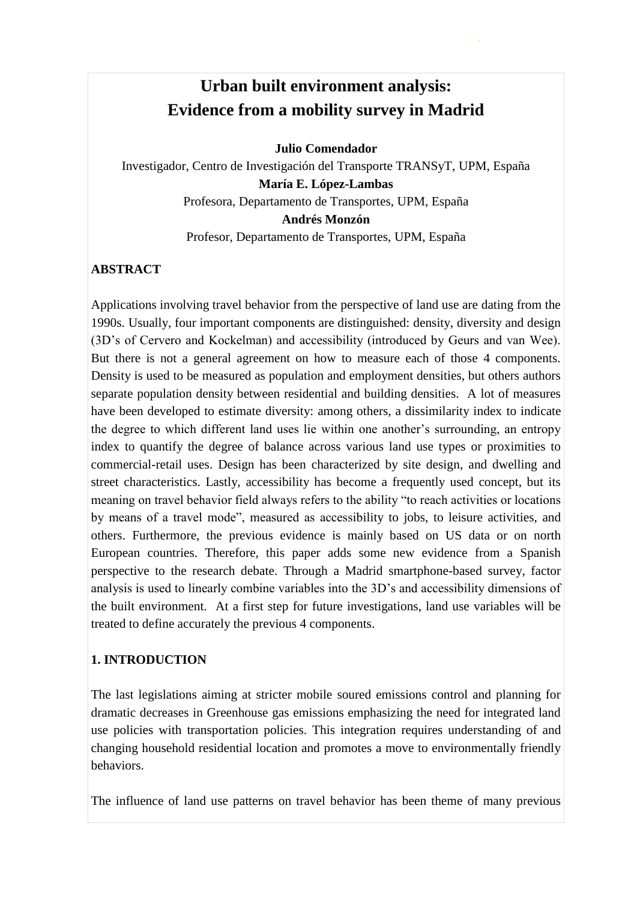# Urban built environment analysis: Evidence from a mobility survey in Madrid

**Julio Comendador**

Investigador, Centro de Investigación del Transporte TRANSyT, UPM, España

**María E. López-Lambas**

Profesora, Departamento de Transportes, UPM, España

**Andrés Monzón**

Profesor, Departamento de Transportes, UPM, España

## ABSTRACT

Applications involving travel behavior from the perspective of land use are dating from the 1990s. Usually, four important components are distinguished: density, diversity and design (3D's of Cervero and Kockelman) and accessibility (introduced by Geurs and van Wee). But there is not a general agreement on how to measure each of those 4 components. Density is used to be measured as population and employment densities, but others authors separate population density between residential and building densities. A lot of measures have been developed to estimate diversity: among others, a dissimilarity index to indicate the degree to which different land uses lie within one another's surrounding, an entropy index to quantify the degree of balance across various land use types or proximities to commercial-retail uses. Design has been characterized by site design, and dwelling and street characteristics. Lastly, accessibility has become a frequently used concept, but its meaning on travel behavior field always refers to the ability "to reach activities or locations by means of a travel mode", measured as accessibility to jobs, to leisure activities, and others. Furthermore, the previous evidence is mainly based on US data or on north European countries. Therefore, this paper adds some new evidence from a Spanish perspective to the research debate. Through a Madrid smartphone-based survey, factor analysis is used to linearly combine variables into the 3D's and accessibility dimensions of the built environment. At a first step for future investigations, land use variables will be treated to define accurately the previous 4 components.

## 1. INTRODUCTION

The last legislations aiming at stricter mobile soured emissions control and planning for dramatic decreases in Greenhouse gas emissions emphasizing the need for integrated land use policies with transportation policies. This integration requires understanding of and changing household residential location and promotes a move to environmentally friendly behaviors.

The influence of land use patterns on travel behavior has been theme of many previous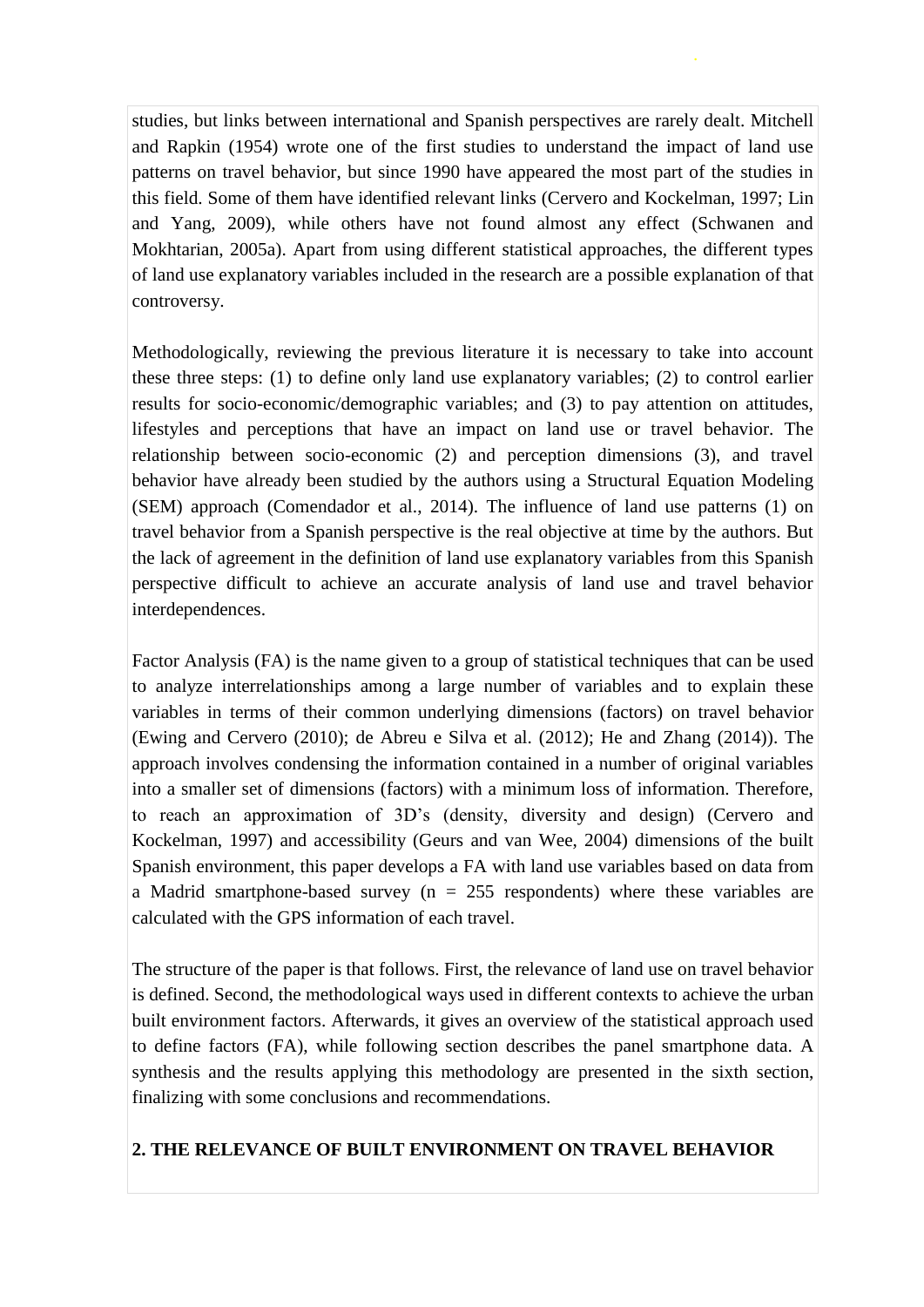studies, but links between international and Spanish perspectives are rarely dealt. Mitchell and Rapkin (1954) wrote one of the first studies to understand the impact of land use patterns on travel behavior, but since 1990 have appeared the most part of the studies in this field. Some of them have identified relevant links (Cervero and Kockelman, 1997; Lin and Yang, 2009), while others have not found almost any effect (Schwanen and Mokhtarian, 2005a). Apart from using different statistical approaches, the different types of land use explanatory variables included in the research are a possible explanation of that controversy.

Methodologically, reviewing the previous literature it is necessary to take into account these three steps: (1) to define only land use explanatory variables; (2) to control earlier results for socio-economic/demographic variables; and (3) to pay attention on attitudes, lifestyles and perceptions that have an impact on land use or travel behavior. The relationship between socio-economic (2) and perception dimensions (3), and travel behavior have already been studied by the authors using a Structural Equation Modeling (SEM) approach (Comendador et al., 2014). The influence of land use patterns (1) on travel behavior from a Spanish perspective is the real objective at time by the authors. But the lack of agreement in the definition of land use explanatory variables from this Spanish perspective difficult to achieve an accurate analysis of land use and travel behavior interdependences.

Factor Analysis (FA) is the name given to a group of statistical techniques that can be used to analyze interrelationships among a large number of variables and to explain these variables in terms of their common underlying dimensions (factors) on travel behavior (Ewing and Cervero (2010); de Abreu e Silva et al. (2012); He and Zhang (2014)). The approach involves condensing the information contained in a number of original variables into a smaller set of dimensions (factors) with a minimum loss of information. Therefore, to reach an approximation of 3D's (density, diversity and design) (Cervero and Kockelman, 1997) and accessibility (Geurs and van Wee, 2004) dimensions of the built Spanish environment, this paper develops a FA with land use variables based on data from a Madrid smartphone-based survey (n = 255 respondents) where these variables are calculated with the GPS information of each travel.

The structure of the paper is that follows. First, the relevance of land use on travel behavior is defined. Second, the methodological ways used in different contexts to achieve the urban built environment factors. Afterwards, it gives an overview of the statistical approach used to define factors (FA), while following section describes the panel smartphone data. A synthesis and the results applying this methodology are presented in the sixth section, finalizing with some conclusions and recommendations.

## 2. THE RELEVANCE OF BUILT ENVIRONMENT ON TRAVEL BEHAVIOR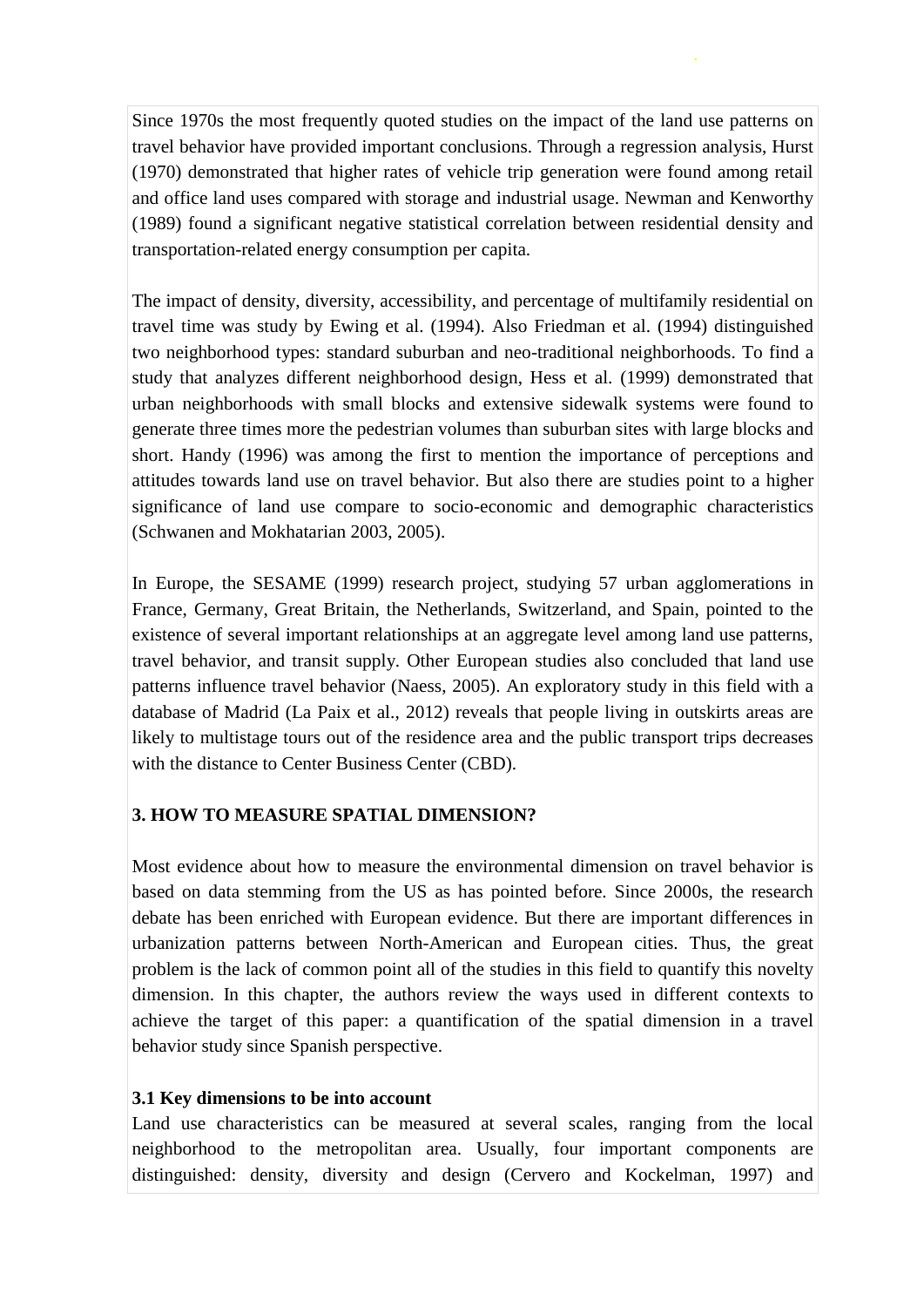Since 1970s the most frequently quoted studies on the impact of the land use patterns on travel behavior have provided important conclusions. Through a regression analysis, Hurst (1970) demonstrated that higher rates of vehicle trip generation were found among retail and office land uses compared with storage and industrial usage. Newman and Kenworthy (1989) found a significant negative statistical correlation between residential density and transportation-related energy consumption per capita.

The impact of density, diversity, accessibility, and percentage of multifamily residential on travel time was study by Ewing et al. (1994). Also Friedman et al. (1994) distinguished two neighborhood types: standard suburban and neo-traditional neighborhoods. To find a study that analyzes different neighborhood design, Hess et al. (1999) demonstrated that urban neighborhoods with small blocks and extensive sidewalk systems were found to generate three times more the pedestrian volumes than suburban sites with large blocks and short. Handy (1996) was among the first to mention the importance of perceptions and attitudes towards land use on travel behavior. But also there are studies point to a higher significance of land use compare to socio-economic and demographic characteristics (Schwanen and Mokhatarian 2003, 2005).

In Europe, the SESAME (1999) research project, studying 57 urban agglomerations in France, Germany, Great Britain, the Netherlands, Switzerland, and Spain, pointed to the existence of several important relationships at an aggregate level among land use patterns, travel behavior, and transit supply. Other European studies also concluded that land use patterns influence travel behavior (Naess, 2005). An exploratory study in this field with a database of Madrid (La Paix et al., 2012) reveals that people living in outskirts areas are likely to multistage tours out of the residence area and the public transport trips decreases with the distance to Center Business Center (CBD).

## 3. HOW TO MEASURE SPATIAL DIMENSION?

Most evidence about how to measure the environmental dimension on travel behavior is based on data stemming from the US as has pointed before. Since 2000s, the research debate has been enriched with European evidence. But there are important differences in urbanization patterns between North-American and European cities. Thus, the great problem is the lack of common point all of the studies in this field to quantify this novelty dimension. In this chapter, the authors review the ways used in different contexts to achieve the target of this paper: a quantification of the spatial dimension in a travel behavior study since Spanish perspective.

### 3.1 Key dimensions to be into account

Land use characteristics can be measured at several scales, ranging from the local neighborhood to the metropolitan area. Usually, four important components are distinguished: density, diversity and design (Cervero and Kockelman, 1997) and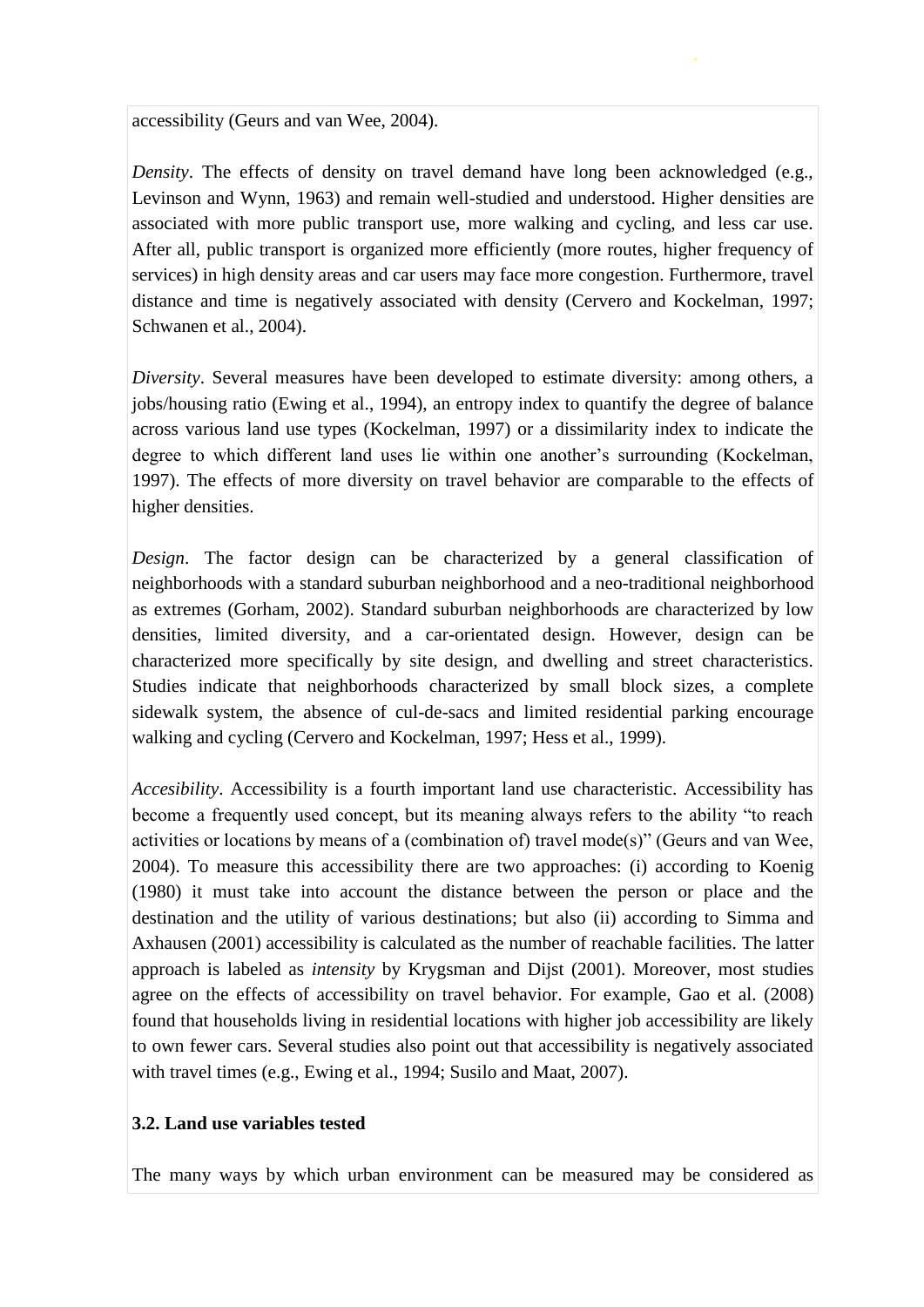accessibility (Geurs and van Wee, 2004).

*Density*. The effects of density on travel demand have long been acknowledged (e.g., Levinson and Wynn, 1963) and remain well-studied and understood. Higher densities are associated with more public transport use, more walking and cycling, and less car use. After all, public transport is organized more efficiently (more routes, higher frequency of services) in high density areas and car users may face more congestion. Furthermore, travel distance and time is negatively associated with density (Cervero and Kockelman, 1997; Schwanen et al., 2004).

*Diversity*. Several measures have been developed to estimate diversity: among others, a jobs/housing ratio (Ewing et al., 1994), an entropy index to quantify the degree of balance across various land use types (Kockelman, 1997) or a dissimilarity index to indicate the degree to which different land uses lie within one another's surrounding (Kockelman, 1997). The effects of more diversity on travel behavior are comparable to the effects of higher densities.

*Design*. The factor design can be characterized by a general classification of neighborhoods with a standard suburban neighborhood and a neo-traditional neighborhood as extremes (Gorham, 2002). Standard suburban neighborhoods are characterized by low densities, limited diversity, and a car-orientated design. However, design can be characterized more specifically by site design, and dwelling and street characteristics. Studies indicate that neighborhoods characterized by small block sizes, a complete sidewalk system, the absence of cul-de-sacs and limited residential parking encourage walking and cycling (Cervero and Kockelman, 1997; Hess et al., 1999).

*Accesibility*. Accessibility is a fourth important land use characteristic. Accessibility has become a frequently used concept, but its meaning always refers to the ability "to reach activities or locations by means of a (combination of) travel mode(s)" (Geurs and van Wee, 2004). To measure this accessibility there are two approaches: (i) according to Koenig (1980) it must take into account the distance between the person or place and the destination and the utility of various destinations; but also (ii) according to Simma and Axhausen (2001) accessibility is calculated as the number of reachable facilities. The latter approach is labeled as *intensity* by Krygsman and Dijst (2001). Moreover, most studies agree on the effects of accessibility on travel behavior. For example, Gao et al. (2008) found that households living in residential locations with higher job accessibility are likely to own fewer cars. Several studies also point out that accessibility is negatively associated with travel times (e.g., Ewing et al., 1994; Susilo and Maat, 2007).

### 3.2. Land use variables tested

The many ways by which urban environment can be measured may be considered as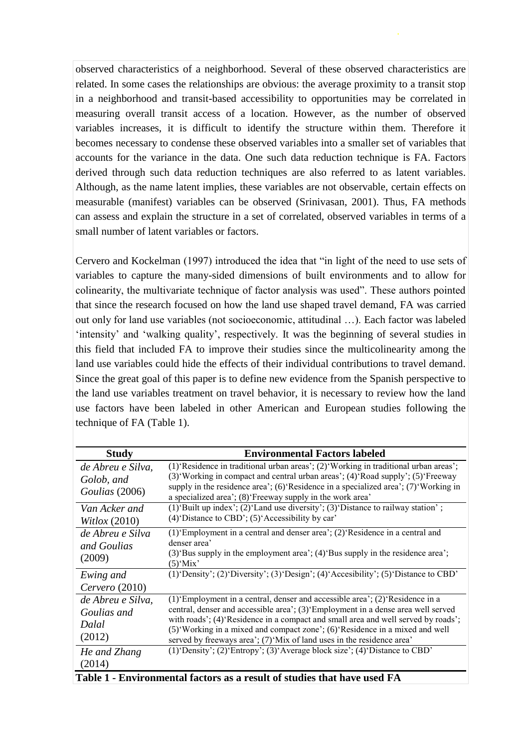observed characteristics of a neighborhood. Several of these observed characteristics are related. In some cases the relationships are obvious: the average proximity to a transit stop in a neighborhood and transit-based accessibility to opportunities may be correlated in measuring overall transit access of a location. However, as the number of observed variables increases, it is difficult to identify the structure within them. Therefore it becomes necessary to condense these observed variables into a smaller set of variables that accounts for the variance in the data. One such data reduction technique is FA. Factors derived through such data reduction techniques are also referred to as latent variables. Although, as the name latent implies, these variables are not observable, certain effects on measurable (manifest) variables can be observed (Srinivasan, 2001). Thus, FA methods can assess and explain the structure in a set of correlated, observed variables in terms of a small number of latent variables or factors.

Cervero and Kockelman (1997) introduced the idea that "in light of the need to use sets of variables to capture the many-sided dimensions of built environments and to allow for colinearity, the multivariate technique of factor analysis was used". These authors pointed that since the research focused on how the land use shaped travel demand, FA was carried out only for land use variables (not socioeconomic, attitudinal …). Each factor was labeled 'intensity' and 'walking quality', respectively. It was the beginning of several studies in this field that included FA to improve their studies since the multicolinearity among the land use variables could hide the effects of their individual contributions to travel demand. Since the great goal of this paper is to define new evidence from the Spanish perspective to the land use variables treatment on travel behavior, it is necessary to review how the land use factors have been labeled in other American and European studies following the technique of FA (Table 1).

| Study | Environmental Factors labeled |
|---|---|
| *de Abreu e Silva, Golob, and Goulias* (2006) | (1)'Residence in traditional urban areas'; (2)'Working in traditional urban areas'; (3)'Working in compact and central urban areas'; (4)'Road supply'; (5)'Freeway supply in the residence area'; (6)'Residence in a specialized area'; (7)'Working in a specialized area'; (8)'Freeway supply in the work area' |
| *Van Acker and Witlox* (2010) | (1)'Built up index'; (2)'Land use diversity'; (3)'Distance to railway station' ; (4)'Distance to CBD'; (5)'Accessibility by car' |
| *de Abreu e Silva and Goulias* (2009) | (1)'Employment in a central and denser area'; (2)'Residence in a central and denser area' (3)'Bus supply in the employment area'; (4)'Bus supply in the residence area'; (5)'Mix' |
| *Ewing and Cervero* (2010) | (1)'Density'; (2)'Diversity'; (3)'Design'; (4)'Accesibility'; (5)'Distance to CBD' |
| *de Abreu e Silva, Goulias and Dalal* (2012) | (1)'Employment in a central, denser and accessible area'; (2)'Residence in a central, denser and accessible area'; (3)'Employment in a dense area well served with roads'; (4)'Residence in a compact and small area and well served by roads'; (5)'Working in a mixed and compact zone'; (6)'Residence in a mixed and well served by freeways area'; (7)'Mix of land uses in the residence area' |
| *He and Zhang* (2014) | (1)'Density'; (2)'Entropy'; (3)'Average block size'; (4)'Distance to CBD' |

**Table 1 - Environmental factors as a result of studies that have used FA**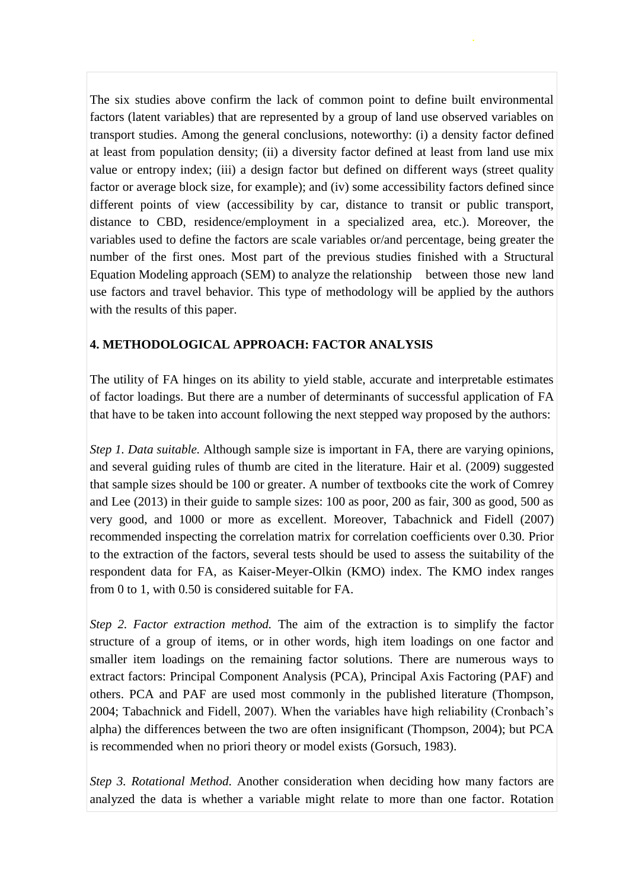The six studies above confirm the lack of common point to define built environmental factors (latent variables) that are represented by a group of land use observed variables on transport studies. Among the general conclusions, noteworthy: (i) a density factor defined at least from population density; (ii) a diversity factor defined at least from land use mix value or entropy index; (iii) a design factor but defined on different ways (street quality factor or average block size, for example); and (iv) some accessibility factors defined since different points of view (accessibility by car, distance to transit or public transport, distance to CBD, residence/employment in a specialized area, etc.). Moreover, the variables used to define the factors are scale variables or/and percentage, being greater the number of the first ones. Most part of the previous studies finished with a Structural Equation Modeling approach (SEM) to analyze the relationship between those new land use factors and travel behavior. This type of methodology will be applied by the authors with the results of this paper.

## 4. METHODOLOGICAL APPROACH: FACTOR ANALYSIS

The utility of FA hinges on its ability to yield stable, accurate and interpretable estimates of factor loadings. But there are a number of determinants of successful application of FA that have to be taken into account following the next stepped way proposed by the authors:

*Step 1. Data suitable.* Although sample size is important in FA, there are varying opinions, and several guiding rules of thumb are cited in the literature. Hair et al. (2009) suggested that sample sizes should be 100 or greater. A number of textbooks cite the work of Comrey and Lee (2013) in their guide to sample sizes: 100 as poor, 200 as fair, 300 as good, 500 as very good, and 1000 or more as excellent. Moreover, Tabachnick and Fidell (2007) recommended inspecting the correlation matrix for correlation coefficients over 0.30. Prior to the extraction of the factors, several tests should be used to assess the suitability of the respondent data for FA, as Kaiser-Meyer-Olkin (KMO) index. The KMO index ranges from 0 to 1, with 0.50 is considered suitable for FA.

*Step 2. Factor extraction method.* The aim of the extraction is to simplify the factor structure of a group of items, or in other words, high item loadings on one factor and smaller item loadings on the remaining factor solutions. There are numerous ways to extract factors: Principal Component Analysis (PCA), Principal Axis Factoring (PAF) and others. PCA and PAF are used most commonly in the published literature (Thompson, 2004; Tabachnick and Fidell, 2007). When the variables have high reliability (Cronbach's alpha) the differences between the two are often insignificant (Thompson, 2004); but PCA is recommended when no priori theory or model exists (Gorsuch, 1983).

*Step 3. Rotational Method.* Another consideration when deciding how many factors are analyzed the data is whether a variable might relate to more than one factor. Rotation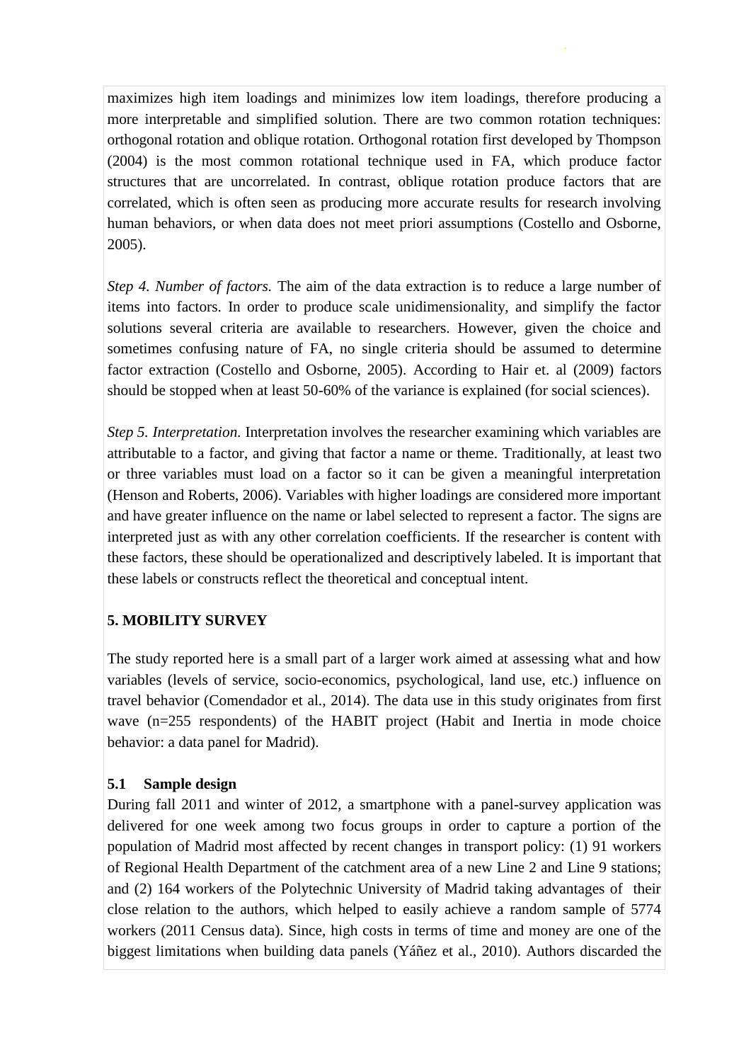maximizes high item loadings and minimizes low item loadings, therefore producing a more interpretable and simplified solution. There are two common rotation techniques: orthogonal rotation and oblique rotation. Orthogonal rotation first developed by Thompson (2004) is the most common rotational technique used in FA, which produce factor structures that are uncorrelated. In contrast, oblique rotation produce factors that are correlated, which is often seen as producing more accurate results for research involving human behaviors, or when data does not meet priori assumptions (Costello and Osborne, 2005).

*Step 4. Number of factors.* The aim of the data extraction is to reduce a large number of items into factors. In order to produce scale unidimensionality, and simplify the factor solutions several criteria are available to researchers. However, given the choice and sometimes confusing nature of FA, no single criteria should be assumed to determine factor extraction (Costello and Osborne, 2005). According to Hair et. al (2009) factors should be stopped when at least 50-60% of the variance is explained (for social sciences).

*Step 5. Interpretation.* Interpretation involves the researcher examining which variables are attributable to a factor, and giving that factor a name or theme. Traditionally, at least two or three variables must load on a factor so it can be given a meaningful interpretation (Henson and Roberts, 2006). Variables with higher loadings are considered more important and have greater influence on the name or label selected to represent a factor. The signs are interpreted just as with any other correlation coefficients. If the researcher is content with these factors, these should be operationalized and descriptively labeled. It is important that these labels or constructs reflect the theoretical and conceptual intent.

## 5. MOBILITY SURVEY

The study reported here is a small part of a larger work aimed at assessing what and how variables (levels of service, socio-economics, psychological, land use, etc.) influence on travel behavior (Comendador et al., 2014). The data use in this study originates from first wave (n=255 respondents) of the HABIT project (Habit and Inertia in mode choice behavior: a data panel for Madrid).

### 5.1 Sample design

During fall 2011 and winter of 2012, a smartphone with a panel-survey application was delivered for one week among two focus groups in order to capture a portion of the population of Madrid most affected by recent changes in transport policy: (1) 91 workers of Regional Health Department of the catchment area of a new Line 2 and Line 9 stations; and (2) 164 workers of the Polytechnic University of Madrid taking advantages of their close relation to the authors, which helped to easily achieve a random sample of 5774 workers (2011 Census data). Since, high costs in terms of time and money are one of the biggest limitations when building data panels (Yáñez et al., 2010). Authors discarded the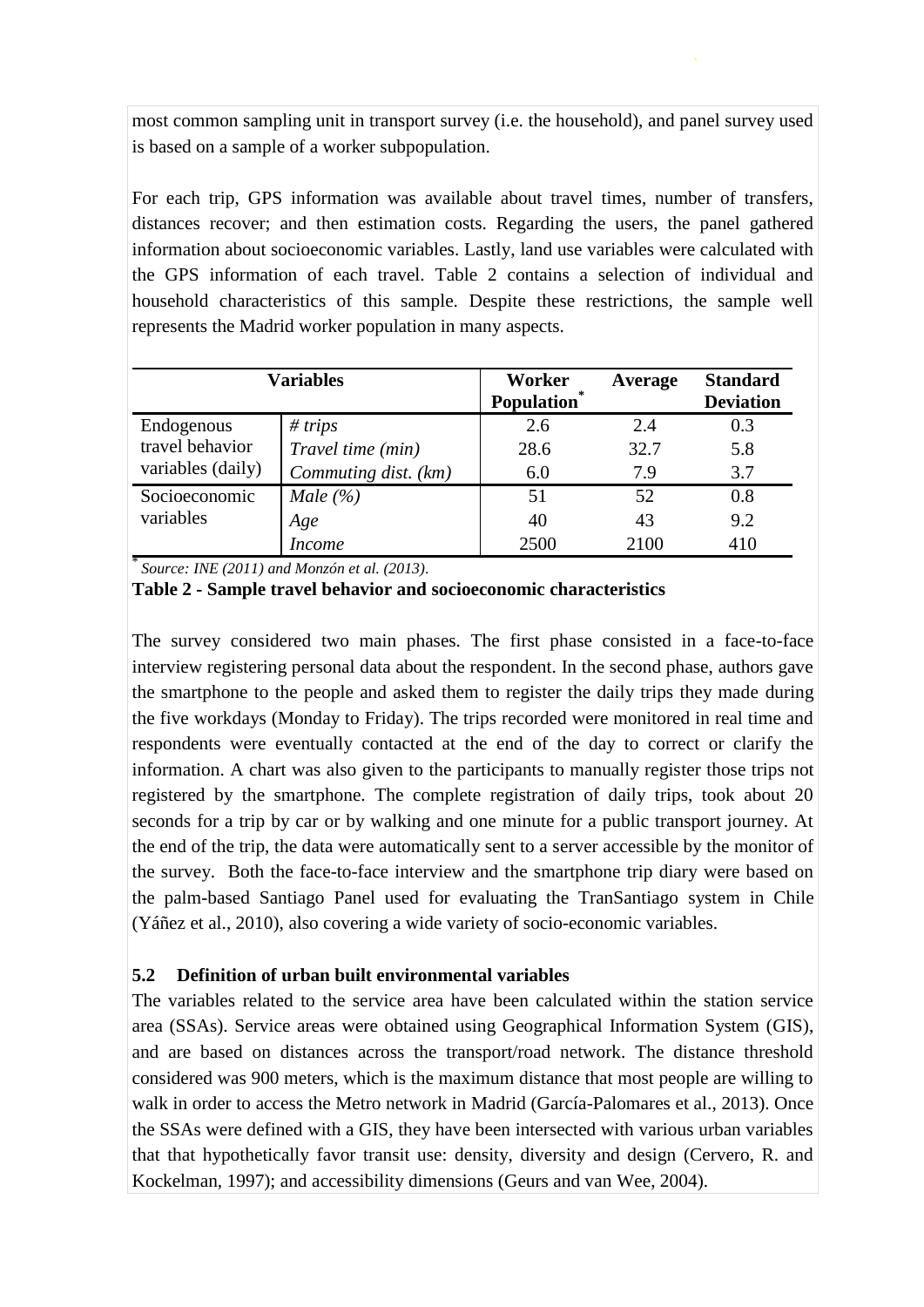most common sampling unit in transport survey (i.e. the household), and panel survey used is based on a sample of a worker subpopulation.

For each trip, GPS information was available about travel times, number of transfers, distances recover; and then estimation costs. Regarding the users, the panel gathered information about socioeconomic variables. Lastly, land use variables were calculated with the GPS information of each travel. Table 2 contains a selection of individual and household characteristics of this sample. Despite these restrictions, the sample well represents the Madrid worker population in many aspects.

| Variables | | Worker Population* | Average | Standard Deviation |
|---|---|---|---|---|
| Endogenous travel behavior variables (daily) | *# trips* | 2.6 | 2.4 | 0.3 |
| | *Travel time (min)* | 28.6 | 32.7 | 5.8 |
| | *Commuting dist. (km)* | 6.0 | 7.9 | 3.7 |
| Socioeconomic variables | *Male (%)* | 51 | 52 | 0.8 |
| | *Age* | 40 | 43 | 9.2 |
| | *Income* | 2500 | 2100 | 410 |

\* *Source: INE (2011) and Monzón et al. (2013).*

**Table 2 - Sample travel behavior and socioeconomic characteristics**

The survey considered two main phases. The first phase consisted in a face-to-face interview registering personal data about the respondent. In the second phase, authors gave the smartphone to the people and asked them to register the daily trips they made during the five workdays (Monday to Friday). The trips recorded were monitored in real time and respondents were eventually contacted at the end of the day to correct or clarify the information. A chart was also given to the participants to manually register those trips not registered by the smartphone. The complete registration of daily trips, took about 20 seconds for a trip by car or by walking and one minute for a public transport journey. At the end of the trip, the data were automatically sent to a server accessible by the monitor of the survey. Both the face-to-face interview and the smartphone trip diary were based on the palm-based Santiago Panel used for evaluating the TranSantiago system in Chile (Yáñez et al., 2010), also covering a wide variety of socio-economic variables.

### 5.2 Definition of urban built environmental variables

The variables related to the service area have been calculated within the station service area (SSAs). Service areas were obtained using Geographical Information System (GIS), and are based on distances across the transport/road network. The distance threshold considered was 900 meters, which is the maximum distance that most people are willing to walk in order to access the Metro network in Madrid (García-Palomares et al., 2013). Once the SSAs were defined with a GIS, they have been intersected with various urban variables that that hypothetically favor transit use: density, diversity and design (Cervero, R. and Kockelman, 1997); and accessibility dimensions (Geurs and van Wee, 2004).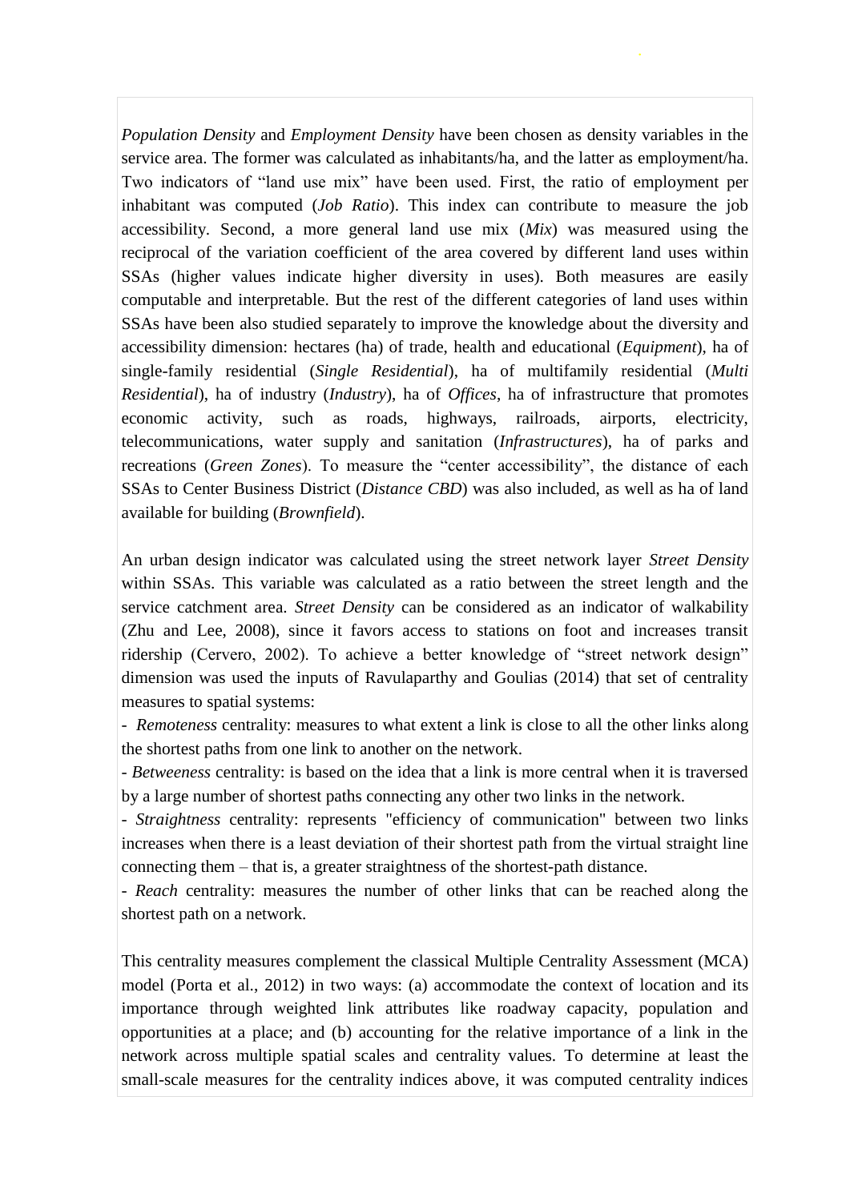*Population Density* and *Employment Density* have been chosen as density variables in the service area. The former was calculated as inhabitants/ha, and the latter as employment/ha. Two indicators of "land use mix" have been used. First, the ratio of employment per inhabitant was computed (*Job Ratio*). This index can contribute to measure the job accessibility. Second, a more general land use mix (*Mix*) was measured using the reciprocal of the variation coefficient of the area covered by different land uses within SSAs (higher values indicate higher diversity in uses). Both measures are easily computable and interpretable. But the rest of the different categories of land uses within SSAs have been also studied separately to improve the knowledge about the diversity and accessibility dimension: hectares (ha) of trade, health and educational (*Equipment*), ha of single-family residential (*Single Residential*), ha of multifamily residential (*Multi Residential*), ha of industry (*Industry*), ha of *Offices*, ha of infrastructure that promotes economic activity, such as roads, highways, railroads, airports, electricity, telecommunications, water supply and sanitation (*Infrastructures*), ha of parks and recreations (*Green Zones*). To measure the "center accessibility", the distance of each SSAs to Center Business District (*Distance CBD*) was also included, as well as ha of land available for building (*Brownfield*).

An urban design indicator was calculated using the street network layer *Street Density* within SSAs. This variable was calculated as a ratio between the street length and the service catchment area. *Street Density* can be considered as an indicator of walkability (Zhu and Lee, 2008), since it favors access to stations on foot and increases transit ridership (Cervero, 2002). To achieve a better knowledge of "street network design" dimension was used the inputs of Ravulaparthy and Goulias (2014) that set of centrality measures to spatial systems:

- *Remoteness* centrality: measures to what extent a link is close to all the other links along the shortest paths from one link to another on the network.
- *Betweeness* centrality: is based on the idea that a link is more central when it is traversed by a large number of shortest paths connecting any other two links in the network.
- *Straightness* centrality: represents "efficiency of communication" between two links increases when there is a least deviation of their shortest path from the virtual straight line connecting them – that is, a greater straightness of the shortest-path distance.
- *Reach* centrality: measures the number of other links that can be reached along the shortest path on a network.

This centrality measures complement the classical Multiple Centrality Assessment (MCA) model (Porta et al., 2012) in two ways: (a) accommodate the context of location and its importance through weighted link attributes like roadway capacity, population and opportunities at a place; and (b) accounting for the relative importance of a link in the network across multiple spatial scales and centrality values. To determine at least the small-scale measures for the centrality indices above, it was computed centrality indices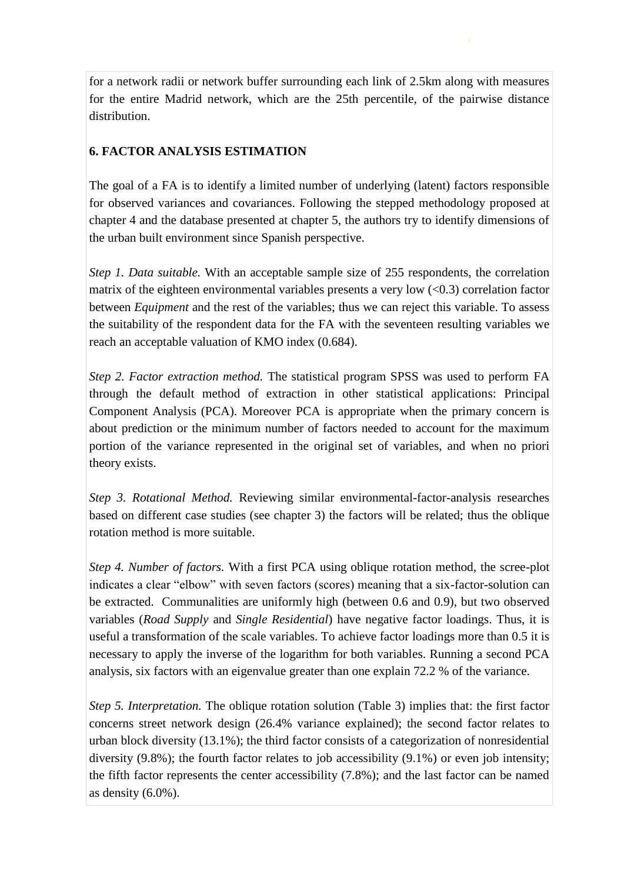for a network radii or network buffer surrounding each link of 2.5km along with measures for the entire Madrid network, which are the 25th percentile, of the pairwise distance distribution.

## 6. FACTOR ANALYSIS ESTIMATION

The goal of a FA is to identify a limited number of underlying (latent) factors responsible for observed variances and covariances. Following the stepped methodology proposed at chapter 4 and the database presented at chapter 5, the authors try to identify dimensions of the urban built environment since Spanish perspective.

*Step 1. Data suitable.* With an acceptable sample size of 255 respondents, the correlation matrix of the eighteen environmental variables presents a very low (<0.3) correlation factor between *Equipment* and the rest of the variables; thus we can reject this variable. To assess the suitability of the respondent data for the FA with the seventeen resulting variables we reach an acceptable valuation of KMO index (0.684).

*Step 2. Factor extraction method.* The statistical program SPSS was used to perform FA through the default method of extraction in other statistical applications: Principal Component Analysis (PCA). Moreover PCA is appropriate when the primary concern is about prediction or the minimum number of factors needed to account for the maximum portion of the variance represented in the original set of variables, and when no priori theory exists.

*Step 3. Rotational Method.* Reviewing similar environmental-factor-analysis researches based on different case studies (see chapter 3) the factors will be related; thus the oblique rotation method is more suitable.

*Step 4. Number of factors.* With a first PCA using oblique rotation method, the scree-plot indicates a clear "elbow" with seven factors (scores) meaning that a six-factor-solution can be extracted. Communalities are uniformly high (between 0.6 and 0.9), but two observed variables (*Road Supply* and *Single Residential*) have negative factor loadings. Thus, it is useful a transformation of the scale variables. To achieve factor loadings more than 0.5 it is necessary to apply the inverse of the logarithm for both variables. Running a second PCA analysis, six factors with an eigenvalue greater than one explain 72.2 % of the variance.

*Step 5. Interpretation.* The oblique rotation solution (Table 3) implies that: the first factor concerns street network design (26.4% variance explained); the second factor relates to urban block diversity (13.1%); the third factor consists of a categorization of nonresidential diversity (9.8%); the fourth factor relates to job accessibility (9.1%) or even job intensity; the fifth factor represents the center accessibility (7.8%); and the last factor can be named as density (6.0%).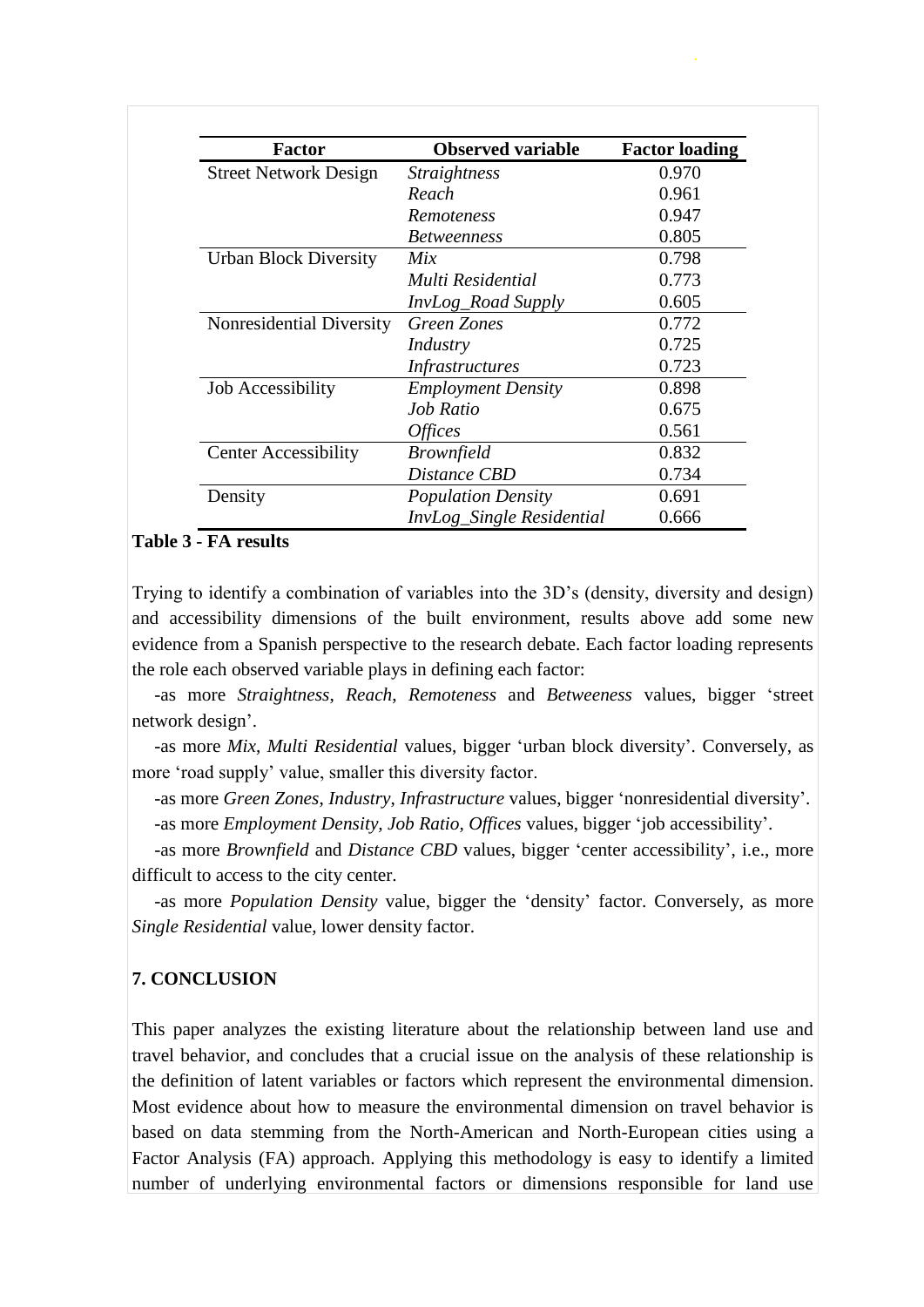| Factor | Observed variable | Factor loading |
|---|---|---|
| Street Network Design | *Straightness* | 0.970 |
| | *Reach* | 0.961 |
| | *Remoteness* | 0.947 |
| | *Betweenness* | 0.805 |
| Urban Block Diversity | *Mix* | 0.798 |
| | *Multi Residential* | 0.773 |
| | *InvLog_Road Supply* | 0.605 |
| Nonresidential Diversity | *Green Zones* | 0.772 |
| | *Industry* | 0.725 |
| | *Infrastructures* | 0.723 |
| Job Accessibility | *Employment Density* | 0.898 |
| | *Job Ratio* | 0.675 |
| | *Offices* | 0.561 |
| Center Accessibility | *Brownfield* | 0.832 |
| | *Distance CBD* | 0.734 |
| Density | *Population Density* | 0.691 |
| | *InvLog_Single Residential* | 0.666 |

**Table 3 - FA results**

Trying to identify a combination of variables into the 3D's (density, diversity and design) and accessibility dimensions of the built environment, results above add some new evidence from a Spanish perspective to the research debate. Each factor loading represents the role each observed variable plays in defining each factor:

-as more *Straightness*, *Reach*, *Remoteness* and *Betweeness* values, bigger 'street network design'.

-as more *Mix*, *Multi Residential* values, bigger 'urban block diversity'. Conversely, as more 'road supply' value, smaller this diversity factor.

-as more *Green Zones*, *Industry*, *Infrastructure* values, bigger 'nonresidential diversity'.

-as more *Employment Density*, *Job Ratio*, *Offices* values, bigger 'job accessibility'.

-as more *Brownfield* and *Distance CBD* values, bigger 'center accessibility', i.e., more difficult to access to the city center.

-as more *Population Density* value, bigger the 'density' factor. Conversely, as more *Single Residential* value, lower density factor.

## 7. CONCLUSION

This paper analyzes the existing literature about the relationship between land use and travel behavior, and concludes that a crucial issue on the analysis of these relationship is the definition of latent variables or factors which represent the environmental dimension. Most evidence about how to measure the environmental dimension on travel behavior is based on data stemming from the North-American and North-European cities using a Factor Analysis (FA) approach. Applying this methodology is easy to identify a limited number of underlying environmental factors or dimensions responsible for land use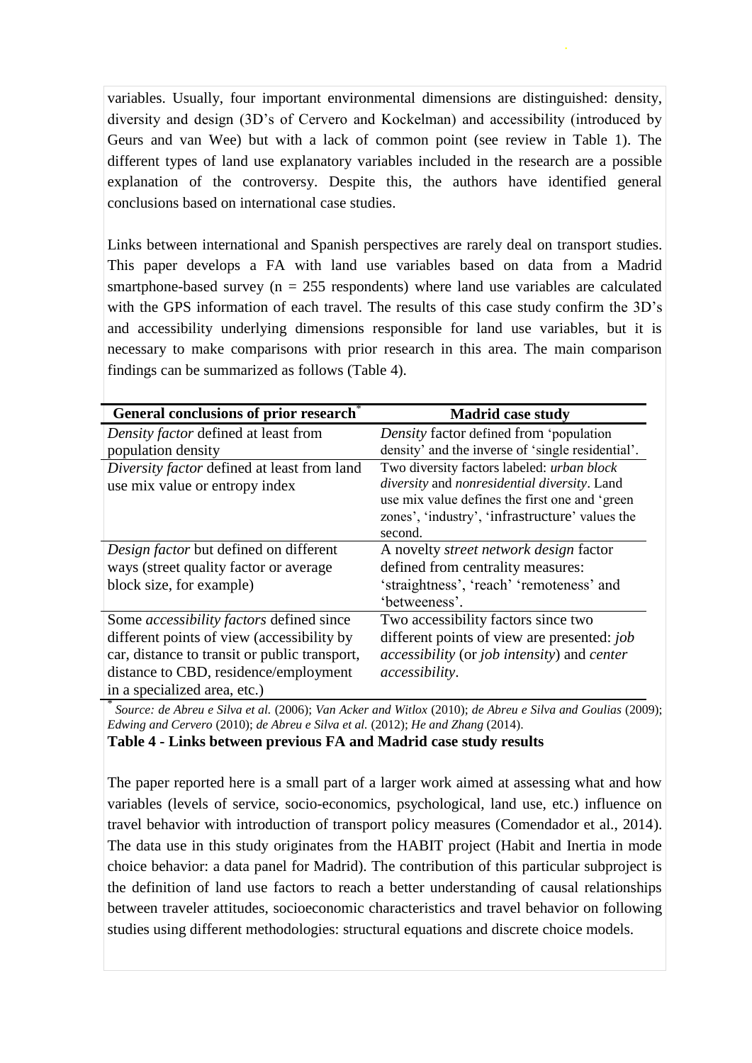variables. Usually, four important environmental dimensions are distinguished: density, diversity and design (3D's of Cervero and Kockelman) and accessibility (introduced by Geurs and van Wee) but with a lack of common point (see review in Table 1). The different types of land use explanatory variables included in the research are a possible explanation of the controversy. Despite this, the authors have identified general conclusions based on international case studies.

Links between international and Spanish perspectives are rarely deal on transport studies. This paper develops a FA with land use variables based on data from a Madrid smartphone-based survey (n = 255 respondents) where land use variables are calculated with the GPS information of each travel. The results of this case study confirm the 3D's and accessibility underlying dimensions responsible for land use variables, but it is necessary to make comparisons with prior research in this area. The main comparison findings can be summarized as follows (Table 4).

| General conclusions of prior research* | Madrid case study |
|---|---|
| *Density factor* defined at least from population density | *Density* factor defined from 'population density' and the inverse of 'single residential'. |
| *Diversity factor* defined at least from land use mix value or entropy index | Two diversity factors labeled: *urban block diversity* and *nonresidential diversity*. Land use mix value defines the first one and 'green zones', 'industry', 'infrastructure' values the second. |
| *Design factor* but defined on different ways (street quality factor or average block size, for example) | A novelty *street network design* factor defined from centrality measures: 'straightness', 'reach' 'remoteness' and 'betweeness'. |
| Some *accessibility factors* defined since different points of view (accessibility by car, distance to transit or public transport, distance to CBD, residence/employment in a specialized area, etc.) | Two accessibility factors since two different points of view are presented: *job accessibility* (or *job intensity*) and *center accessibility*. |

\* *Source: de Abreu e Silva et al.* (2006); *Van Acker and Witlox* (2010); *de Abreu e Silva and Goulias* (2009); *Edwing and Cervero* (2010); *de Abreu e Silva et al.* (2012); *He and Zhang* (2014).

**Table 4 - Links between previous FA and Madrid case study results**

The paper reported here is a small part of a larger work aimed at assessing what and how variables (levels of service, socio-economics, psychological, land use, etc.) influence on travel behavior with introduction of transport policy measures (Comendador et al., 2014). The data use in this study originates from the HABIT project (Habit and Inertia in mode choice behavior: a data panel for Madrid). The contribution of this particular subproject is the definition of land use factors to reach a better understanding of causal relationships between traveler attitudes, socioeconomic characteristics and travel behavior on following studies using different methodologies: structural equations and discrete choice models.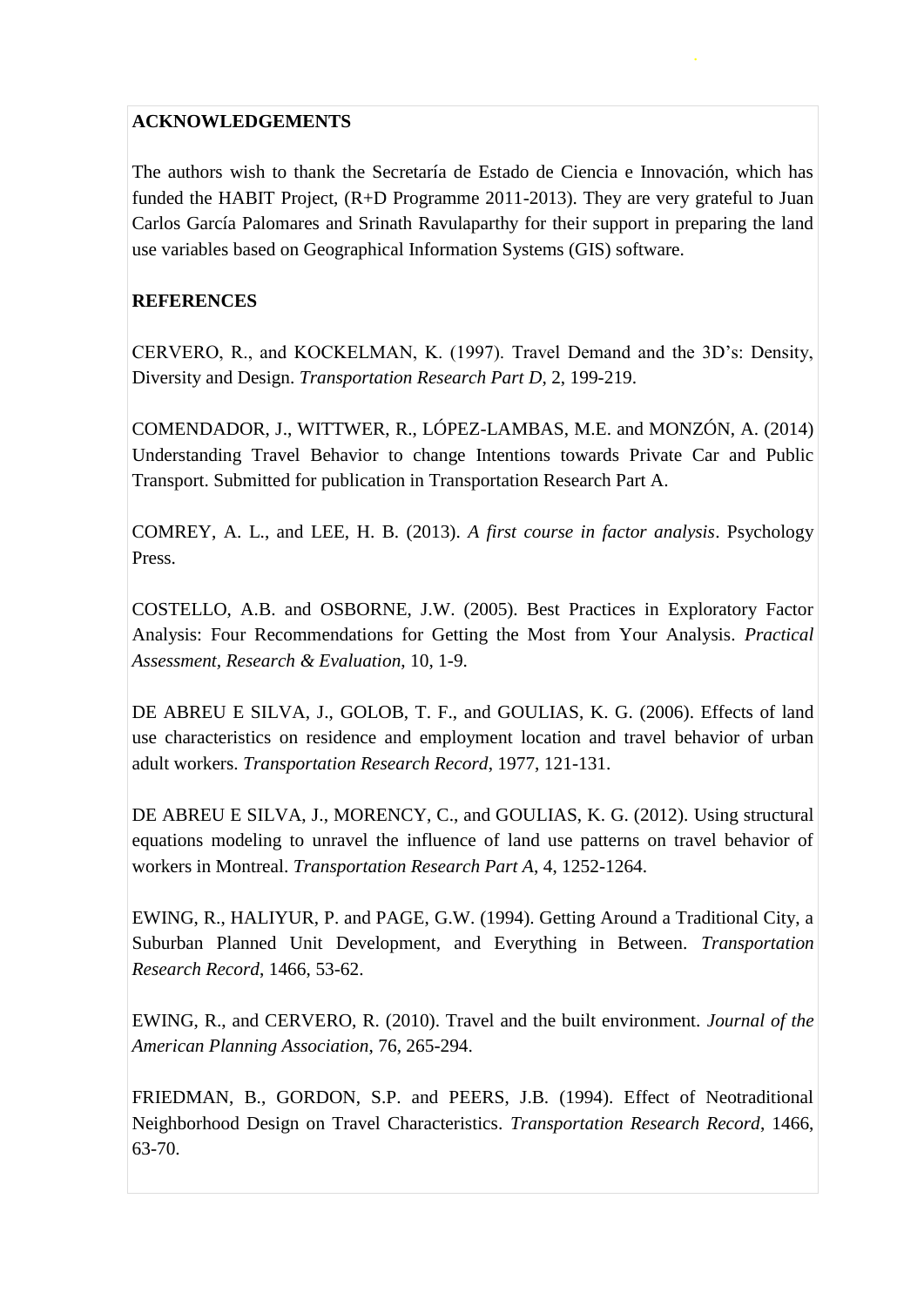**ACKNOWLEDGEMENTS**

The authors wish to thank the Secretaría de Estado de Ciencia e Innovación, which has funded the HABIT Project, (R+D Programme 2011-2013). They are very grateful to Juan Carlos García Palomares and Srinath Ravulaparthy for their support in preparing the land use variables based on Geographical Information Systems (GIS) software.

**REFERENCES**

CERVERO, R., and KOCKELMAN, K. (1997). Travel Demand and the 3D's: Density, Diversity and Design. *Transportation Research Part D*, 2, 199-219.

COMENDADOR, J., WITTWER, R., LÓPEZ-LAMBAS, M.E. and MONZÓN, A. (2014) Understanding Travel Behavior to change Intentions towards Private Car and Public Transport. Submitted for publication in Transportation Research Part A.

COMREY, A. L., and LEE, H. B. (2013). *A first course in factor analysis*. Psychology Press.

COSTELLO, A.B. and OSBORNE, J.W. (2005). Best Practices in Exploratory Factor Analysis: Four Recommendations for Getting the Most from Your Analysis. *Practical Assessment, Research & Evaluation*, 10, 1-9.

DE ABREU E SILVA, J., GOLOB, T. F., and GOULIAS, K. G. (2006). Effects of land use characteristics on residence and employment location and travel behavior of urban adult workers. *Transportation Research Record*, 1977, 121-131.

DE ABREU E SILVA, J., MORENCY, C., and GOULIAS, K. G. (2012). Using structural equations modeling to unravel the influence of land use patterns on travel behavior of workers in Montreal. *Transportation Research Part A*, 4, 1252-1264.

EWING, R., HALIYUR, P. and PAGE, G.W. (1994). Getting Around a Traditional City, a Suburban Planned Unit Development, and Everything in Between. *Transportation Research Record*, 1466, 53-62.

EWING, R., and CERVERO, R. (2010). Travel and the built environment. *Journal of the American Planning Association*, 76, 265-294.

FRIEDMAN, B., GORDON, S.P. and PEERS, J.B. (1994). Effect of Neotraditional Neighborhood Design on Travel Characteristics. *Transportation Research Record*, 1466, 63-70.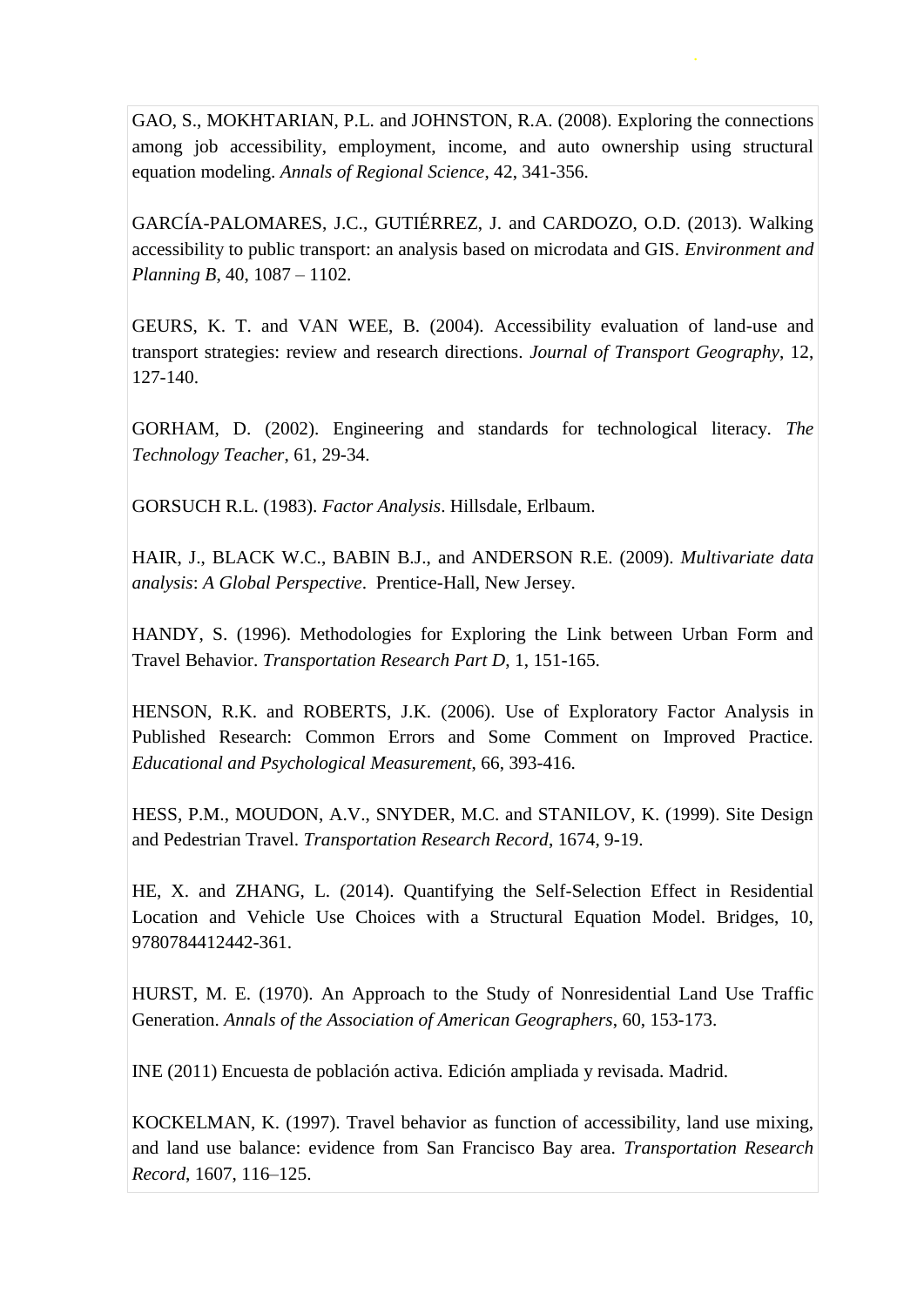GAO, S., MOKHTARIAN, P.L. and JOHNSTON, R.A. (2008). Exploring the connections among job accessibility, employment, income, and auto ownership using structural equation modeling. *Annals of Regional Science*, 42, 341-356.

GARCÍA-PALOMARES, J.C., GUTIÉRREZ, J. and CARDOZO, O.D. (2013). Walking accessibility to public transport: an analysis based on microdata and GIS. *Environment and Planning B*, 40, 1087 – 1102.

GEURS, K. T. and VAN WEE, B. (2004). Accessibility evaluation of land-use and transport strategies: review and research directions. *Journal of Transport Geography*, 12, 127-140.

GORHAM, D. (2002). Engineering and standards for technological literacy. *The Technology Teacher*, 61, 29-34.

GORSUCH R.L. (1983). *Factor Analysis*. Hillsdale, Erlbaum.

HAIR, J., BLACK W.C., BABIN B.J., and ANDERSON R.E. (2009). *Multivariate data analysis*: *A Global Perspective*. Prentice-Hall, New Jersey.

HANDY, S. (1996). Methodologies for Exploring the Link between Urban Form and Travel Behavior. *Transportation Research Part D*, 1, 151-165.

HENSON, R.K. and ROBERTS, J.K. (2006). Use of Exploratory Factor Analysis in Published Research: Common Errors and Some Comment on Improved Practice. *Educational and Psychological Measurement*, 66, 393-416.

HESS, P.M., MOUDON, A.V., SNYDER, M.C. and STANILOV, K. (1999). Site Design and Pedestrian Travel. *Transportation Research Record*, 1674, 9-19.

HE, X. and ZHANG, L. (2014). Quantifying the Self-Selection Effect in Residential Location and Vehicle Use Choices with a Structural Equation Model. Bridges, 10, 9780784412442-361.

HURST, M. E. (1970). An Approach to the Study of Nonresidential Land Use Traffic Generation. *Annals of the Association of American Geographers*, 60, 153-173.

INE (2011) Encuesta de población activa. Edición ampliada y revisada. Madrid.

KOCKELMAN, K. (1997). Travel behavior as function of accessibility, land use mixing, and land use balance: evidence from San Francisco Bay area. *Transportation Research Record*, 1607, 116–125.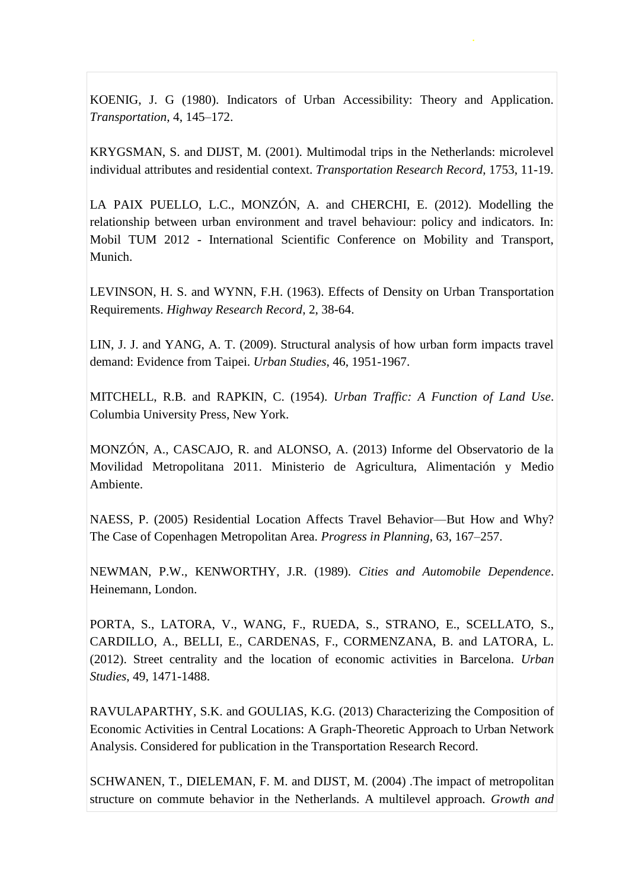KOENIG, J. G (1980). Indicators of Urban Accessibility: Theory and Application. *Transportation*, 4, 145–172.

KRYGSMAN, S. and DIJST, M. (2001). Multimodal trips in the Netherlands: microlevel individual attributes and residential context. *Transportation Research Record*, 1753, 11-19.

LA PAIX PUELLO, L.C., MONZÓN, A. and CHERCHI, E. (2012). Modelling the relationship between urban environment and travel behaviour: policy and indicators. In: Mobil TUM 2012 - International Scientific Conference on Mobility and Transport, Munich.

LEVINSON, H. S. and WYNN, F.H. (1963). Effects of Density on Urban Transportation Requirements. *Highway Research Record*, 2, 38-64.

LIN, J. J. and YANG, A. T. (2009). Structural analysis of how urban form impacts travel demand: Evidence from Taipei. *Urban Studies*, 46, 1951-1967.

MITCHELL, R.B. and RAPKIN, C. (1954). *Urban Traffic: A Function of Land Use*. Columbia University Press, New York.

MONZÓN, A., CASCAJO, R. and ALONSO, A. (2013) Informe del Observatorio de la Movilidad Metropolitana 2011. Ministerio de Agricultura, Alimentación y Medio Ambiente.

NAESS, P. (2005) Residential Location Affects Travel Behavior—But How and Why? The Case of Copenhagen Metropolitan Area. *Progress in Planning*, 63, 167–257.

NEWMAN, P.W., KENWORTHY, J.R. (1989). *Cities and Automobile Dependence*. Heinemann, London.

PORTA, S., LATORA, V., WANG, F., RUEDA, S., STRANO, E., SCELLATO, S., CARDILLO, A., BELLI, E., CARDENAS, F., CORMENZANA, B. and LATORA, L. (2012). Street centrality and the location of economic activities in Barcelona. *Urban Studies*, 49, 1471-1488.

RAVULAPARTHY, S.K. and GOULIAS, K.G. (2013) Characterizing the Composition of Economic Activities in Central Locations: A Graph-Theoretic Approach to Urban Network Analysis. Considered for publication in the Transportation Research Record.

SCHWANEN, T., DIELEMAN, F. M. and DIJST, M. (2004) .The impact of metropolitan structure on commute behavior in the Netherlands. A multilevel approach. *Growth and*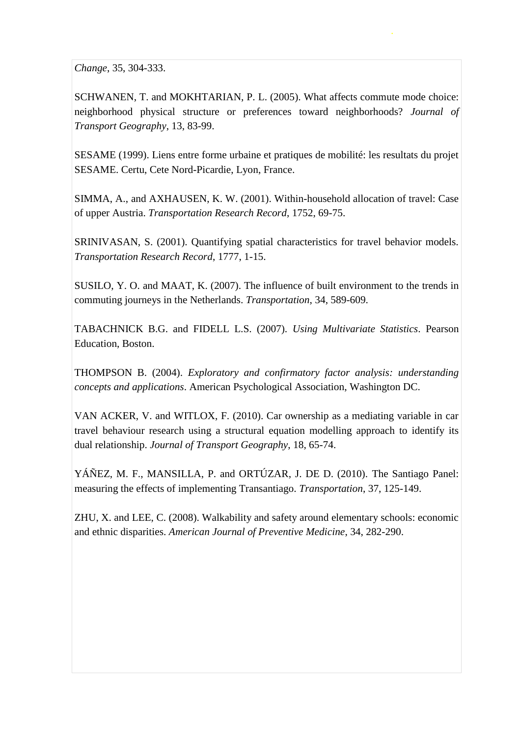*Change*, 35, 304-333.

SCHWANEN, T. and MOKHTARIAN, P. L. (2005). What affects commute mode choice: neighborhood physical structure or preferences toward neighborhoods? *Journal of Transport Geography*, 13, 83-99.

SESAME (1999). Liens entre forme urbaine et pratiques de mobilité: les resultats du projet SESAME. Certu, Cete Nord-Picardie, Lyon, France.

SIMMA, A., and AXHAUSEN, K. W. (2001). Within-household allocation of travel: Case of upper Austria. *Transportation Research Record*, 1752, 69-75.

SRINIVASAN, S. (2001). Quantifying spatial characteristics for travel behavior models. *Transportation Research Record*, 1777, 1-15.

SUSILO, Y. O. and MAAT, K. (2007). The influence of built environment to the trends in commuting journeys in the Netherlands. *Transportation*, 34, 589-609.

TABACHNICK B.G. and FIDELL L.S. (2007). *Using Multivariate Statistics*. Pearson Education, Boston.

THOMPSON B. (2004). *Exploratory and confirmatory factor analysis: understanding concepts and applications*. American Psychological Association, Washington DC.

VAN ACKER, V. and WITLOX, F. (2010). Car ownership as a mediating variable in car travel behaviour research using a structural equation modelling approach to identify its dual relationship. *Journal of Transport Geography*, 18, 65-74.

YÁÑEZ, M. F., MANSILLA, P. and ORTÚZAR, J. DE D. (2010). The Santiago Panel: measuring the effects of implementing Transantiago. *Transportation*, 37, 125-149.

ZHU, X. and LEE, C. (2008). Walkability and safety around elementary schools: economic and ethnic disparities. *American Journal of Preventive Medicine*, 34, 282-290.